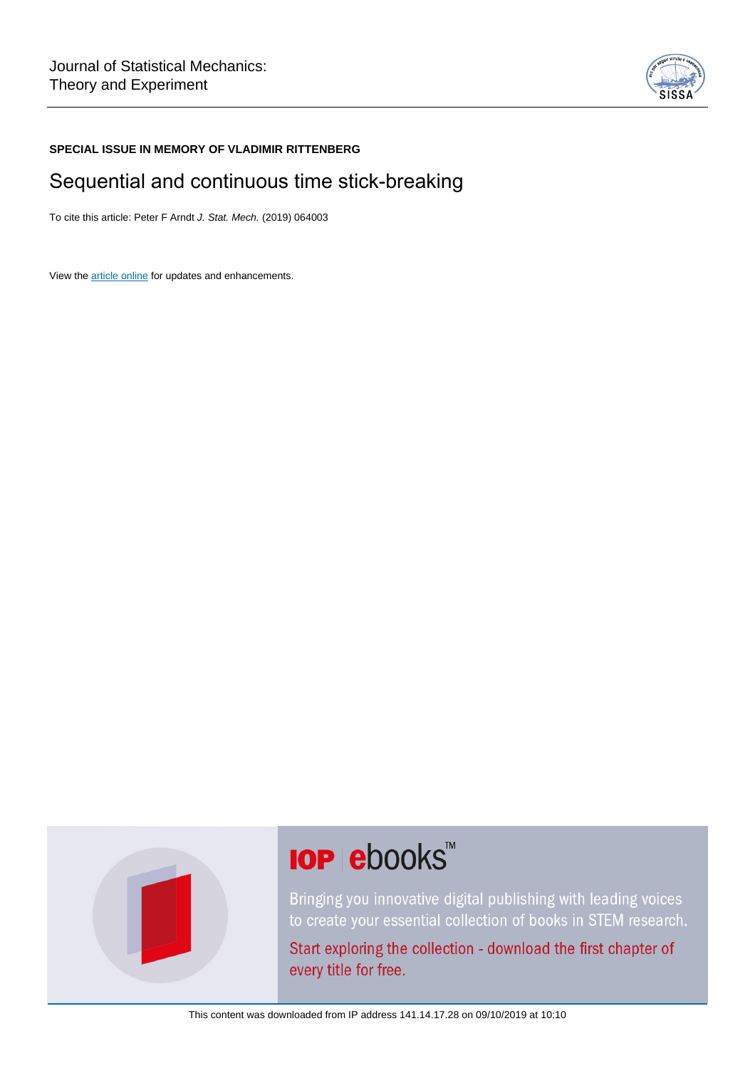Journal of Statistical Mechanics:
Theory and Experiment

**SPECIAL ISSUE IN MEMORY OF VLADIMIR RITTENBERG**

# Sequential and continuous time stick-breaking

To cite this article: Peter F Arndt *J. Stat. Mech.* (2019) 064003

View the article online for updates and enhancements.

IOP ebooks™

Bringing you innovative digital publishing with leading voices to create your essential collection of books in STEM research.

Start exploring the collection - download the first chapter of every title for free.

This content was downloaded from IP address 141.14.17.28 on 09/10/2019 at 10:10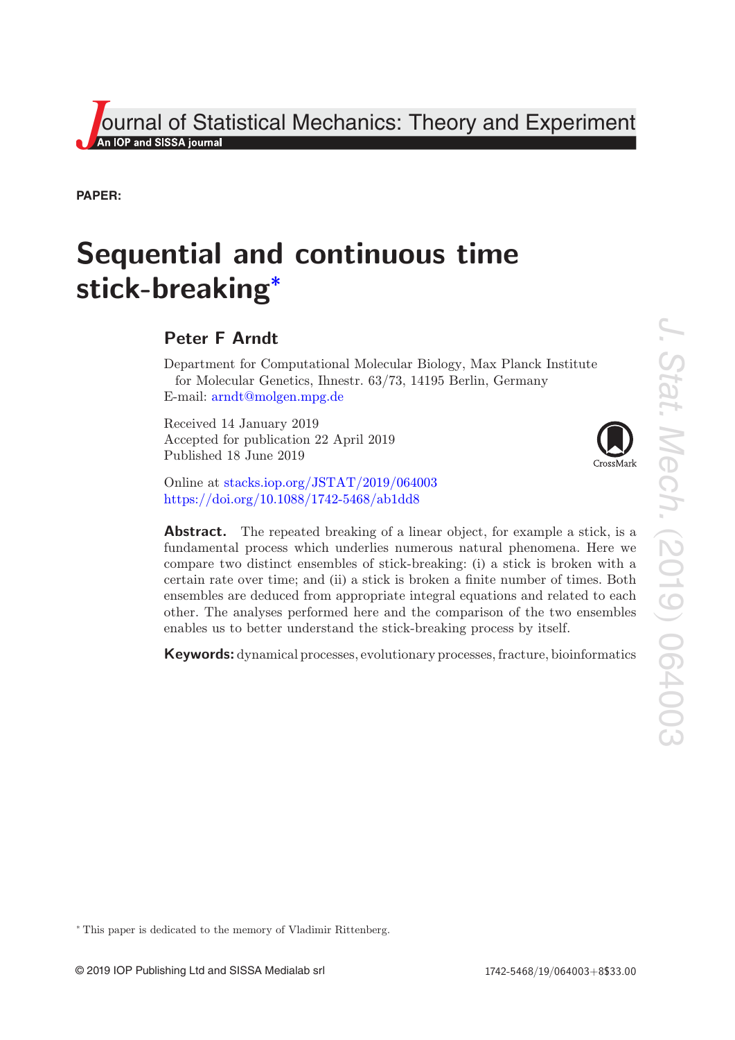**PAPER:**

# Sequential and continuous time stick-breaking*

## Peter F Arndt

Department for Computational Molecular Biology, Max Planck Institute for Molecular Genetics, Ihnestr. 63/73, 14195 Berlin, Germany
E-mail: arndt@molgen.mpg.de

Received 14 January 2019
Accepted for publication 22 April 2019
Published 18 June 2019

Online at stacks.iop.org/JSTAT/2019/064003
https://doi.org/10.1088/1742-5468/ab1dd8

**Abstract.** The repeated breaking of a linear object, for example a stick, is a fundamental process which underlies numerous natural phenomena. Here we compare two distinct ensembles of stick-breaking: (i) a stick is broken with a certain rate over time; and (ii) a stick is broken a finite number of times. Both ensembles are deduced from appropriate integral equations and related to each other. The analyses performed here and the comparison of the two ensembles enables us to better understand the stick-breaking process by itself.

**Keywords:** dynamical processes, evolutionary processes, fracture, bioinformatics

* This paper is dedicated to the memory of Vladimir Rittenberg.

© 2019 IOP Publishing Ltd and SISSA Medialab srl

1742-5468/19/064003+8$33.00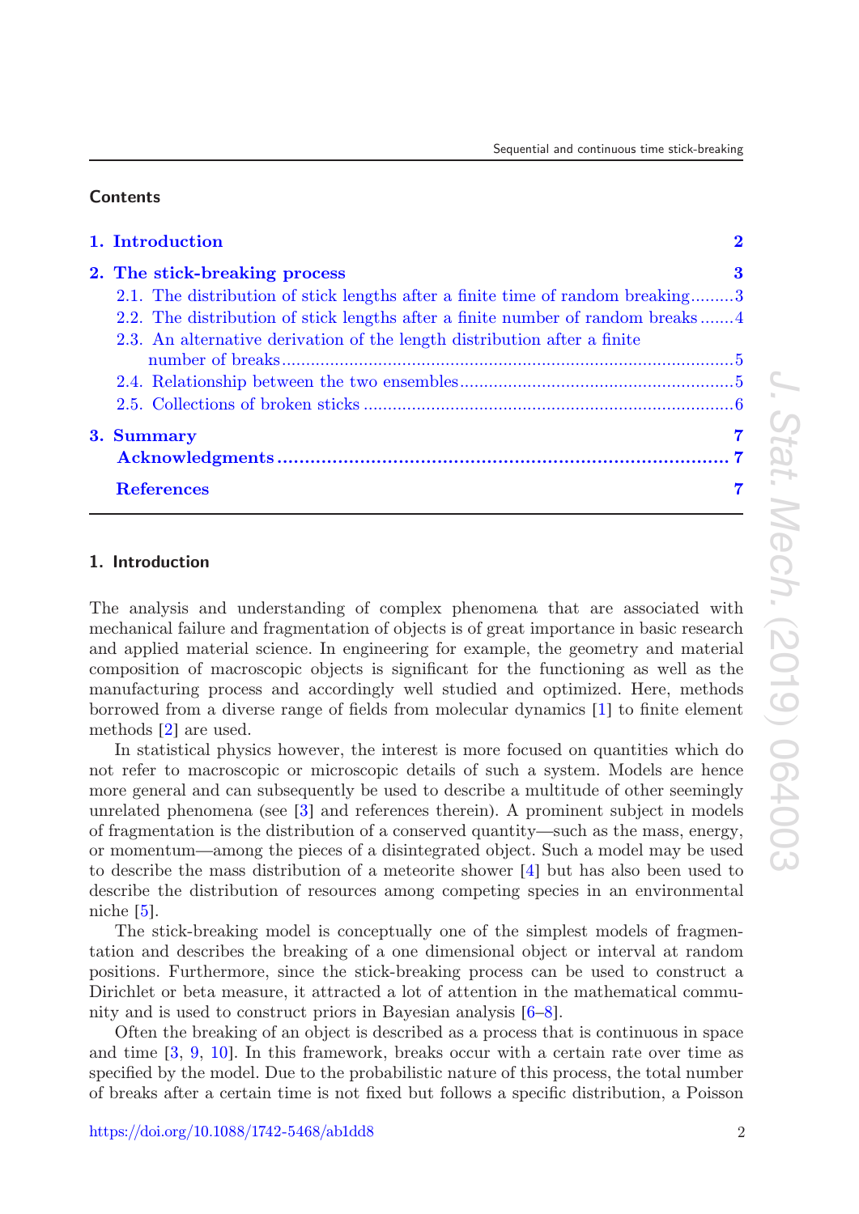## Contents

| | |
|---|---|
| **1. Introduction** | **2** |
| **2. The stick-breaking process** | **3** |
| 2.1. The distribution of stick lengths after a finite time of random breaking | 3 |
| 2.2. The distribution of stick lengths after a finite number of random breaks | 4 |
| 2.3. An alternative derivation of the length distribution after a finite number of breaks | 5 |
| 2.4. Relationship between the two ensembles | 5 |
| 2.5. Collections of broken sticks | 6 |
| **3. Summary** | **7** |
| **Acknowledgments** | **7** |
| **References** | **7** |

## 1. Introduction

The analysis and understanding of complex phenomena that are associated with mechanical failure and fragmentation of objects is of great importance in basic research and applied material science. In engineering for example, the geometry and material composition of macroscopic objects is significant for the functioning as well as the manufacturing process and accordingly well studied and optimized. Here, methods borrowed from a diverse range of fields from molecular dynamics [1] to finite element methods [2] are used.

In statistical physics however, the interest is more focused on quantities which do not refer to macroscopic or microscopic details of such a system. Models are hence more general and can subsequently be used to describe a multitude of other seemingly unrelated phenomena (see [3] and references therein). A prominent subject in models of fragmentation is the distribution of a conserved quantity—such as the mass, energy, or momentum—among the pieces of a disintegrated object. Such a model may be used to describe the mass distribution of a meteorite shower [4] but has also been used to describe the distribution of resources among competing species in an environmental niche [5].

The stick-breaking model is conceptually one of the simplest models of fragmentation and describes the breaking of a one dimensional object or interval at random positions. Furthermore, since the stick-breaking process can be used to construct a Dirichlet or beta measure, it attracted a lot of attention in the mathematical community and is used to construct priors in Bayesian analysis [6–8].

Often the breaking of an object is described as a process that is continuous in space and time [3, 9, 10]. In this framework, breaks occur with a certain rate over time as specified by the model. Due to the probabilistic nature of this process, the total number of breaks after a certain time is not fixed but follows a specific distribution, a Poisson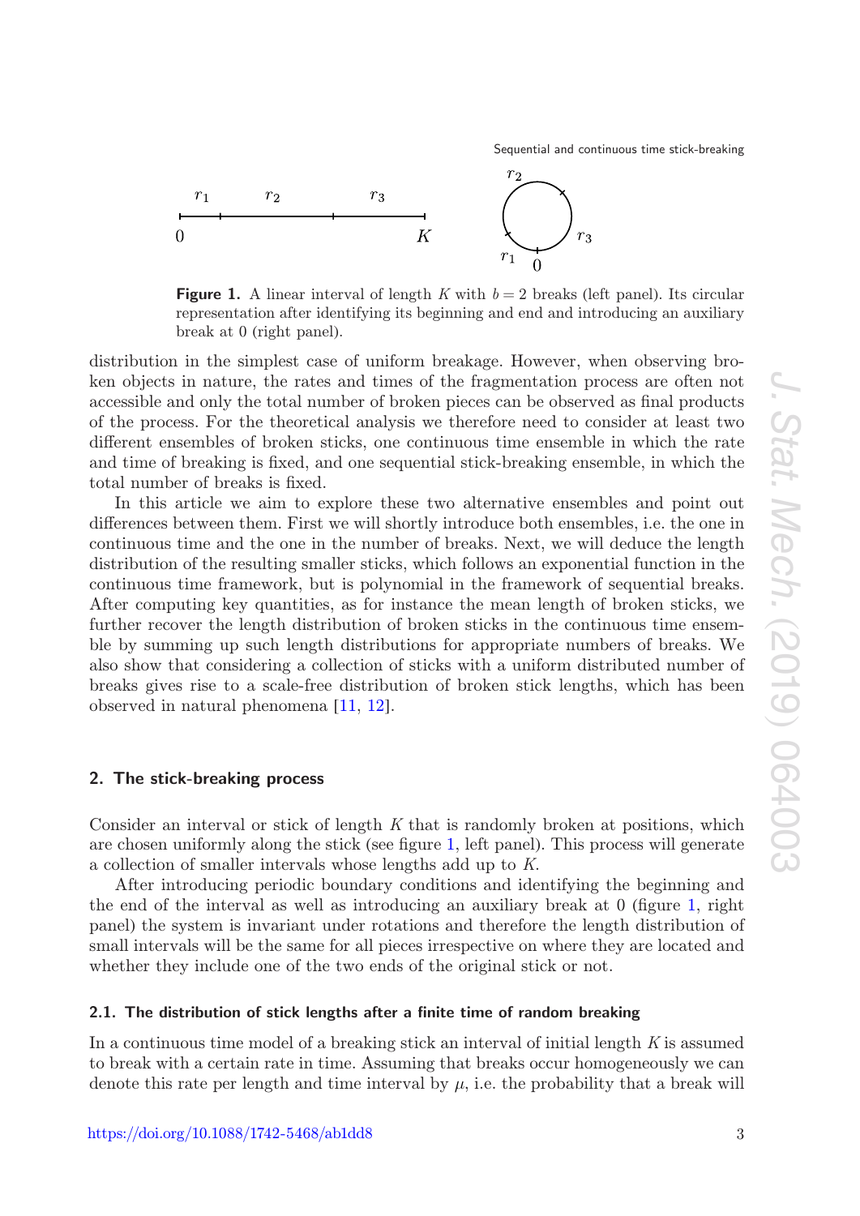Figure 1. A linear interval of length $K$ with $b = 2$ breaks (left panel). Its circular representation after identifying its beginning and end and introducing an auxiliary break at 0 (right panel).

distribution in the simplest case of uniform breakage. However, when observing broken objects in nature, the rates and times of the fragmentation process are often not accessible and only the total number of broken pieces can be observed as final products of the process. For the theoretical analysis we therefore need to consider at least two different ensembles of broken sticks, one continuous time ensemble in which the rate and time of breaking is fixed, and one sequential stick-breaking ensemble, in which the total number of breaks is fixed.

In this article we aim to explore these two alternative ensembles and point out differences between them. First we will shortly introduce both ensembles, i.e. the one in continuous time and the one in the number of breaks. Next, we will deduce the length distribution of the resulting smaller sticks, which follows an exponential function in the continuous time framework, but is polynomial in the framework of sequential breaks. After computing key quantities, as for instance the mean length of broken sticks, we further recover the length distribution of broken sticks in the continuous time ensemble by summing up such length distributions for appropriate numbers of breaks. We also show that considering a collection of sticks with a uniform distributed number of breaks gives rise to a scale-free distribution of broken stick lengths, which has been observed in natural phenomena [11, 12].

## 2. The stick-breaking process

Consider an interval or stick of length $K$ that is randomly broken at positions, which are chosen uniformly along the stick (see figure 1, left panel). This process will generate a collection of smaller intervals whose lengths add up to $K$.

After introducing periodic boundary conditions and identifying the beginning and the end of the interval as well as introducing an auxiliary break at 0 (figure 1, right panel) the system is invariant under rotations and therefore the length distribution of small intervals will be the same for all pieces irrespective on where they are located and whether they include one of the two ends of the original stick or not.

### 2.1. The distribution of stick lengths after a finite time of random breaking

In a continuous time model of a breaking stick an interval of initial length $K$ is assumed to break with a certain rate in time. Assuming that breaks occur homogeneously we can denote this rate per length and time interval by $\mu$, i.e. the probability that a break will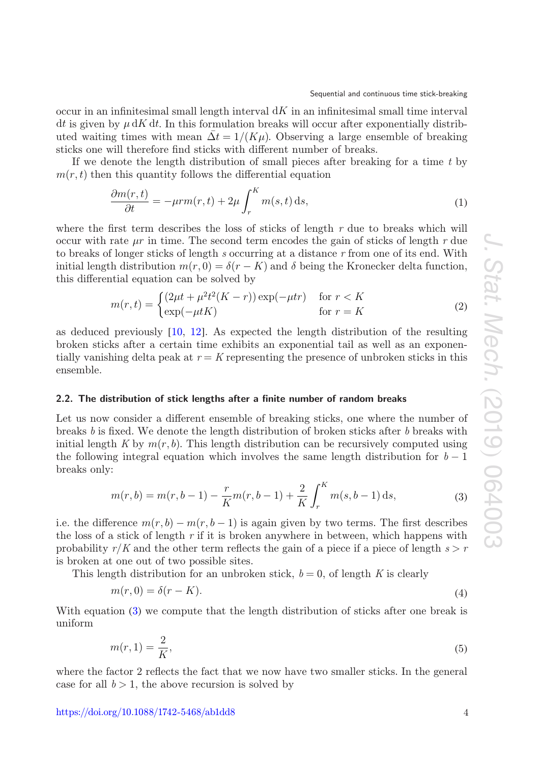occur in an infinitesimal small length interval $\mathrm{d}K$ in an infinitesimal small time interval $\mathrm{d}t$ is given by $\mu\,\mathrm{d}K\,\mathrm{d}t$. In this formulation breaks will occur after exponentially distributed waiting times with mean $\bar{\Delta}t = 1/(K\mu)$. Observing a large ensemble of breaking sticks one will therefore find sticks with different number of breaks.

If we denote the length distribution of small pieces after breaking for a time $t$ by $m(r,t)$ then this quantity follows the differential equation

$$\frac{\partial m(r,t)}{\partial t} = -\mu r m(r,t) + 2\mu \int_r^K m(s,t)\,\mathrm{d}s, \tag{1}$$

where the first term describes the loss of sticks of length $r$ due to breaks which will occur with rate $\mu r$ in time. The second term encodes the gain of sticks of length $r$ due to breaks of longer sticks of length $s$ occurring at a distance $r$ from one of its end. With initial length distribution $m(r,0) = \delta(r-K)$ and $\delta$ being the Kronecker delta function, this differential equation can be solved by

$$m(r,t) = \begin{cases} (2\mu t + \mu^2 t^2 (K-r))\exp(-\mu t r) & \text{for } r < K \\ \exp(-\mu t K) & \text{for } r = K \end{cases} \tag{2}$$

as deduced previously [10, 12]. As expected the length distribution of the resulting broken sticks after a certain time exhibits an exponential tail as well as an exponentially vanishing delta peak at $r = K$ representing the presence of unbroken sticks in this ensemble.

### 2.2. The distribution of stick lengths after a finite number of random breaks

Let us now consider a different ensemble of breaking sticks, one where the number of breaks $b$ is fixed. We denote the length distribution of broken sticks after $b$ breaks with initial length $K$ by $m(r,b)$. This length distribution can be recursively computed using the following integral equation which involves the same length distribution for $b-1$ breaks only:

$$m(r,b) = m(r,b-1) - \frac{r}{K} m(r,b-1) + \frac{2}{K}\int_r^K m(s,b-1)\,\mathrm{d}s, \tag{3}$$

i.e. the difference $m(r,b) - m(r,b-1)$ is again given by two terms. The first describes the loss of a stick of length $r$ if it is broken anywhere in between, which happens with probability $r/K$ and the other term reflects the gain of a piece if a piece of length $s > r$ is broken at one out of two possible sites.

This length distribution for an unbroken stick, $b = 0$, of length $K$ is clearly

$$m(r,0) = \delta(r-K). \tag{4}$$

With equation (3) we compute that the length distribution of sticks after one break is uniform

$$m(r,1) = \frac{2}{K}, \tag{5}$$

where the factor 2 reflects the fact that we now have two smaller sticks. In the general case for all $b > 1$, the above recursion is solved by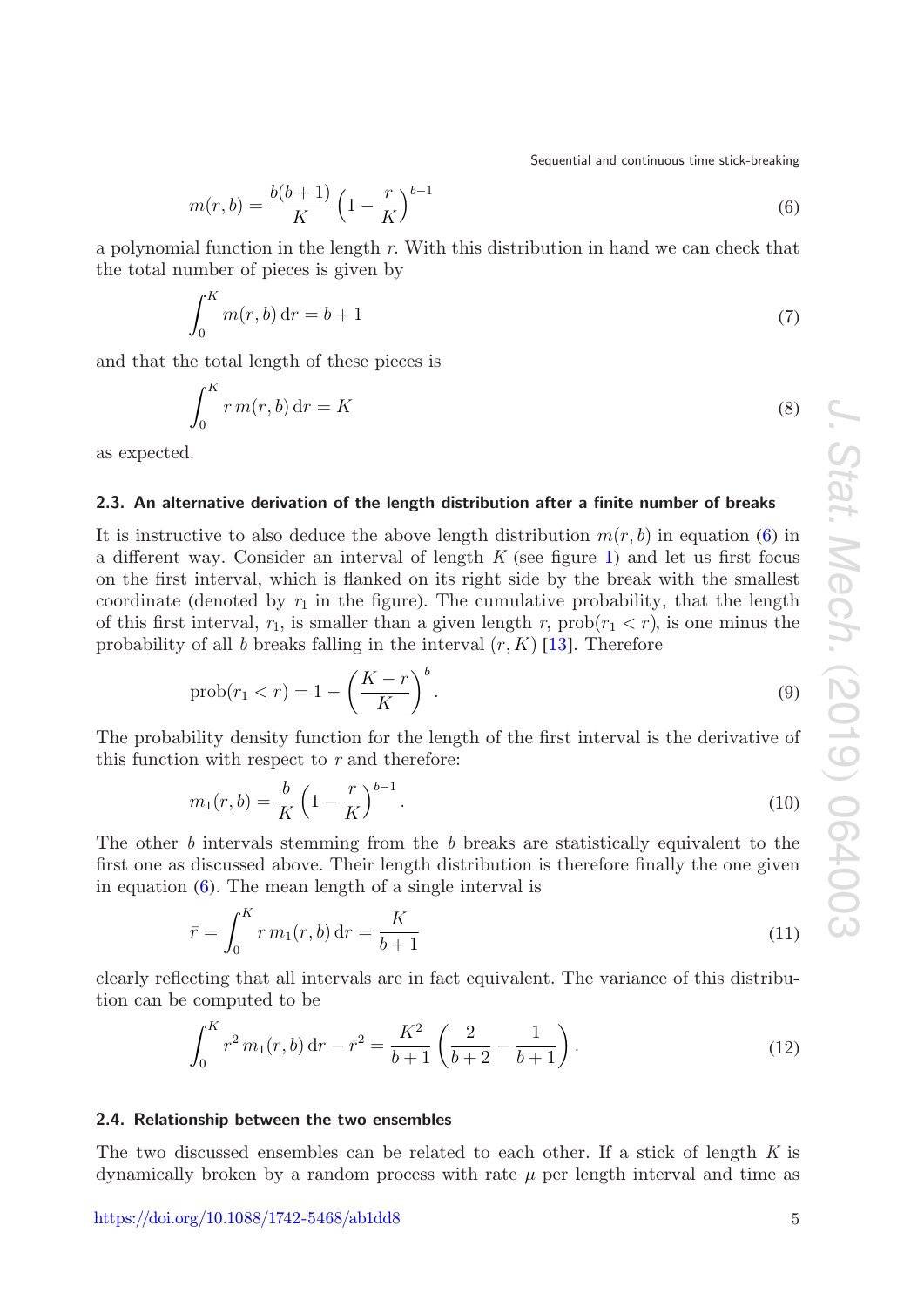$$m(r, b) = \frac{b(b+1)}{K} \left(1 - \frac{r}{K}\right)^{b-1} \tag{6}$$

a polynomial function in the length $r$. With this distribution in hand we can check that the total number of pieces is given by

$$\int_0^K m(r, b)\, \mathrm{d}r = b + 1 \tag{7}$$

and that the total length of these pieces is

$$\int_0^K r\, m(r, b)\, \mathrm{d}r = K \tag{8}$$

as expected.

### 2.3. An alternative derivation of the length distribution after a finite number of breaks

It is instructive to also deduce the above length distribution $m(r, b)$ in equation (6) in a different way. Consider an interval of length $K$ (see figure 1) and let us first focus on the first interval, which is flanked on its right side by the break with the smallest coordinate (denoted by $r_1$ in the figure). The cumulative probability, that the length of this first interval, $r_1$, is smaller than a given length $r$, $\mathrm{prob}(r_1 < r)$, is one minus the probability of all $b$ breaks falling in the interval $(r, K)$ [13]. Therefore

$$\mathrm{prob}(r_1 < r) = 1 - \left(\frac{K - r}{K}\right)^b. \tag{9}$$

The probability density function for the length of the first interval is the derivative of this function with respect to $r$ and therefore:

$$m_1(r, b) = \frac{b}{K} \left(1 - \frac{r}{K}\right)^{b-1}. \tag{10}$$

The other $b$ intervals stemming from the $b$ breaks are statistically equivalent to the first one as discussed above. Their length distribution is therefore finally the one given in equation (6). The mean length of a single interval is

$$\bar{r} = \int_0^K r\, m_1(r, b)\, \mathrm{d}r = \frac{K}{b+1} \tag{11}$$

clearly reflecting that all intervals are in fact equivalent. The variance of this distribution can be computed to be

$$\int_0^K r^2\, m_1(r, b)\, \mathrm{d}r - \bar{r}^2 = \frac{K^2}{b+1} \left(\frac{2}{b+2} - \frac{1}{b+1}\right). \tag{12}$$

### 2.4. Relationship between the two ensembles

The two discussed ensembles can be related to each other. If a stick of length $K$ is dynamically broken by a random process with rate $\mu$ per length interval and time as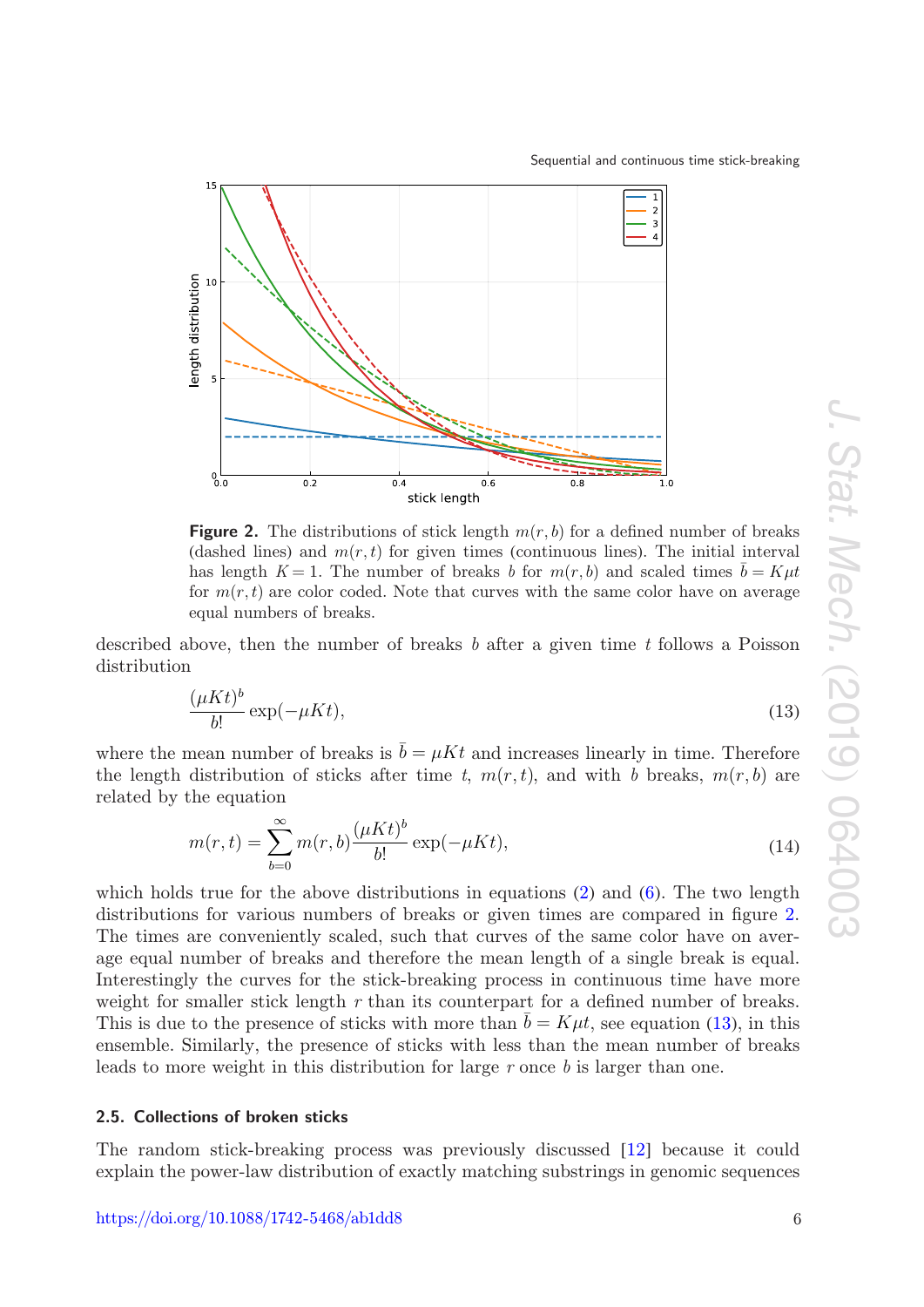length distribution

15

10

5

0

0.0

0.2

0.4

0.6

0.8

1.0

stick length

1

2

3

4

**Figure 2.** The distributions of stick length $m(r, b)$ for a defined number of breaks (dashed lines) and $m(r, t)$ for given times (continuous lines). The initial interval has length $K = 1$. The number of breaks $b$ for $m(r, b)$ and scaled times $\bar{b} = K\mu t$ for $m(r, t)$ are color coded. Note that curves with the same color have on average equal numbers of breaks.

described above, then the number of breaks $b$ after a given time $t$ follows a Poisson distribution

$$\frac{(\mu K t)^b}{b!} \exp(-\mu K t), \tag{13}$$

where the mean number of breaks is $\bar{b} = \mu K t$ and increases linearly in time. Therefore the length distribution of sticks after time $t$, $m(r, t)$, and with $b$ breaks, $m(r, b)$ are related by the equation

$$m(r, t) = \sum_{b=0}^{\infty} m(r, b) \frac{(\mu K t)^b}{b!} \exp(-\mu K t), \tag{14}$$

which holds true for the above distributions in equations (2) and (6). The two length distributions for various numbers of breaks or given times are compared in figure 2. The times are conveniently scaled, such that curves of the same color have on average equal number of breaks and therefore the mean length of a single break is equal. Interestingly the curves for the stick-breaking process in continuous time have more weight for smaller stick length $r$ than its counterpart for a defined number of breaks. This is due to the presence of sticks with more than $\bar{b} = K\mu t$, see equation (13), in this ensemble. Similarly, the presence of sticks with less than the mean number of breaks leads to more weight in this distribution for large $r$ once $b$ is larger than one.

### 2.5. Collections of broken sticks

The random stick-breaking process was previously discussed [12] because it could explain the power-law distribution of exactly matching substrings in genomic sequences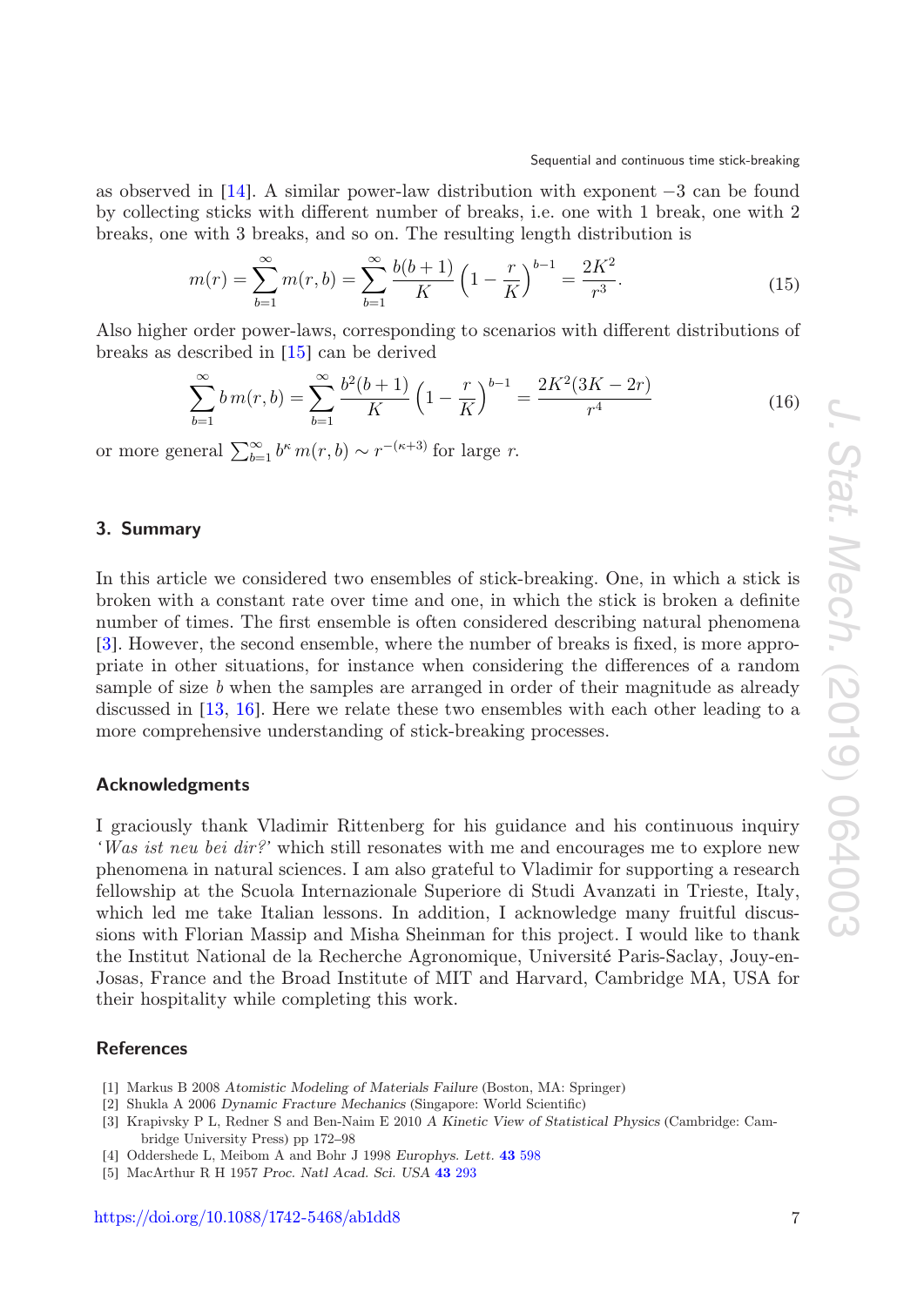as observed in [14]. A similar power-law distribution with exponent $-3$ can be found by collecting sticks with different number of breaks, i.e. one with 1 break, one with 2 breaks, one with 3 breaks, and so on. The resulting length distribution is

$$m(r) = \sum_{b=1}^{\infty} m(r,b) = \sum_{b=1}^{\infty} \frac{b(b+1)}{K} \left(1 - \frac{r}{K}\right)^{b-1} = \frac{2K^2}{r^3}. \tag{15}$$

Also higher order power-laws, corresponding to scenarios with different distributions of breaks as described in [15] can be derived

$$\sum_{b=1}^{\infty} b\, m(r,b) = \sum_{b=1}^{\infty} \frac{b^2(b+1)}{K} \left(1 - \frac{r}{K}\right)^{b-1} = \frac{2K^2(3K-2r)}{r^4} \tag{16}$$

or more general $\sum_{b=1}^{\infty} b^{\kappa}\, m(r,b) \sim r^{-(\kappa+3)}$ for large $r$.

## 3. Summary

In this article we considered two ensembles of stick-breaking. One, in which a stick is broken with a constant rate over time and one, in which the stick is broken a definite number of times. The first ensemble is often considered describing natural phenomena [3]. However, the second ensemble, where the number of breaks is fixed, is more appropriate in other situations, for instance when considering the differences of a random sample of size $b$ when the samples are arranged in order of their magnitude as already discussed in [13, 16]. Here we relate these two ensembles with each other leading to a more comprehensive understanding of stick-breaking processes.

## Acknowledgments

I graciously thank Vladimir Rittenberg for his guidance and his continuous inquiry '*Was ist neu bei dir?*' which still resonates with me and encourages me to explore new phenomena in natural sciences. I am also grateful to Vladimir for supporting a research fellowship at the Scuola Internazionale Superiore di Studi Avanzati in Trieste, Italy, which led me take Italian lessons. In addition, I acknowledge many fruitful discussions with Florian Massip and Misha Sheinman for this project. I would like to thank the Institut National de la Recherche Agronomique, Université Paris-Saclay, Jouy-en-Josas, France and the Broad Institute of MIT and Harvard, Cambridge MA, USA for their hospitality while completing this work.

## References

[1] Markus B 2008 *Atomistic Modeling of Materials Failure* (Boston, MA: Springer)

[2] Shukla A 2006 *Dynamic Fracture Mechanics* (Singapore: World Scientific)

[3] Krapivsky P L, Redner S and Ben-Naim E 2010 *A Kinetic View of Statistical Physics* (Cambridge: Cambridge University Press) pp 172–98

[4] Oddershede L, Meibom A and Bohr J 1998 *Europhys. Lett.* **43** 598

[5] MacArthur R H 1957 *Proc. Natl Acad. Sci. USA* **43** 293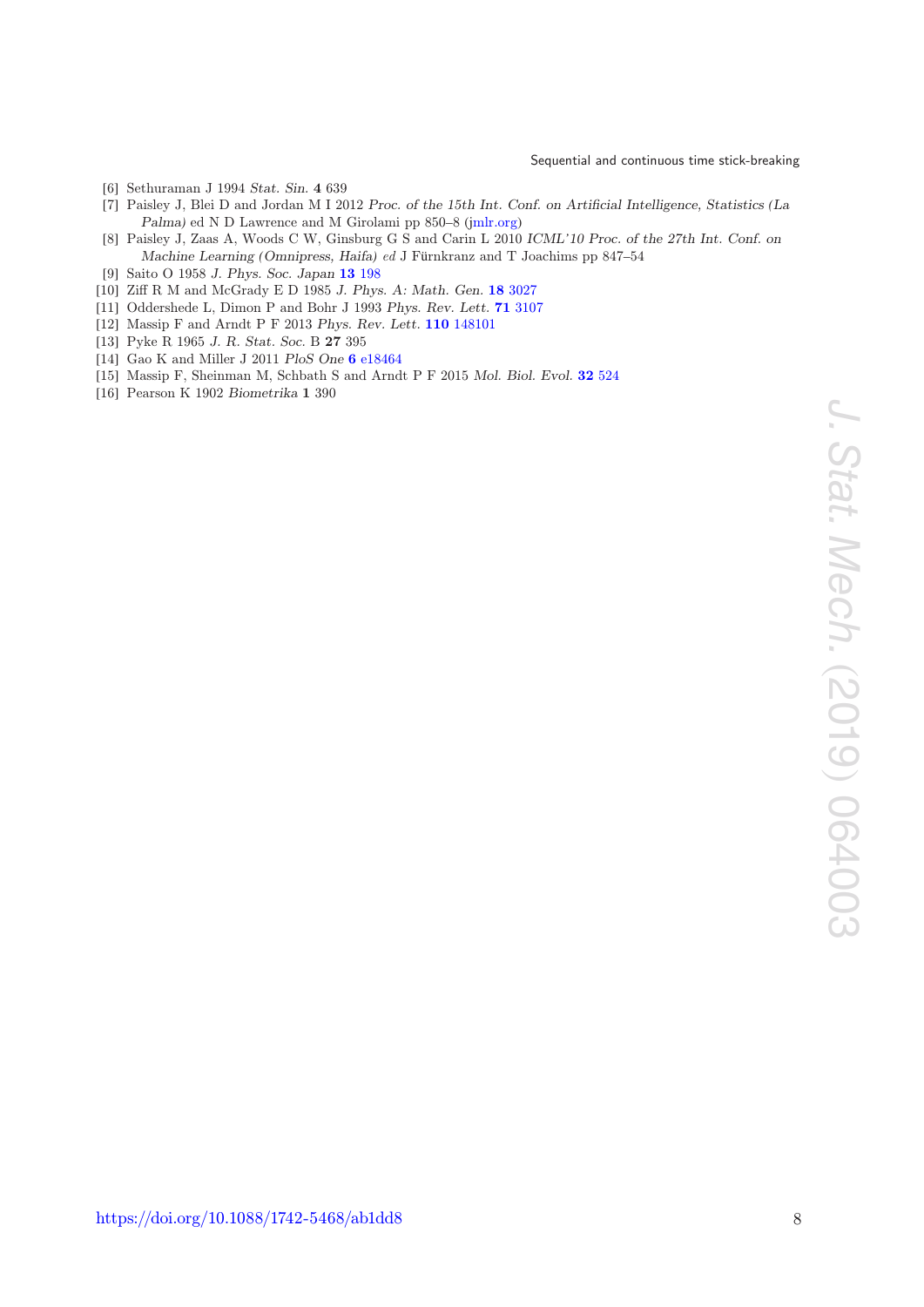[6] Sethuraman J 1994 *Stat. Sin.* **4** 639

[7] Paisley J, Blei D and Jordan M I 2012 *Proc. of the 15th Int. Conf. on Artificial Intelligence, Statistics (La Palma)* ed N D Lawrence and M Girolami pp 850–8 (jmlr.org)

[8] Paisley J, Zaas A, Woods C W, Ginsburg G S and Carin L 2010 *ICML'10 Proc. of the 27th Int. Conf. on Machine Learning (Omnipress, Haifa) ed* J Fürnkranz and T Joachims pp 847–54

[9] Saito O 1958 *J. Phys. Soc. Japan* **13** 198

[10] Ziff R M and McGrady E D 1985 *J. Phys. A: Math. Gen.* **18** 3027

[11] Oddershede L, Dimon P and Bohr J 1993 *Phys. Rev. Lett.* **71** 3107

[12] Massip F and Arndt P F 2013 *Phys. Rev. Lett.* **110** 148101

[13] Pyke R 1965 *J. R. Stat. Soc.* B **27** 395

[14] Gao K and Miller J 2011 *PloS One* **6** e18464

[15] Massip F, Sheinman M, Schbath S and Arndt P F 2015 *Mol. Biol. Evol.* **32** 524

[16] Pearson K 1902 *Biometrika* **1** 390